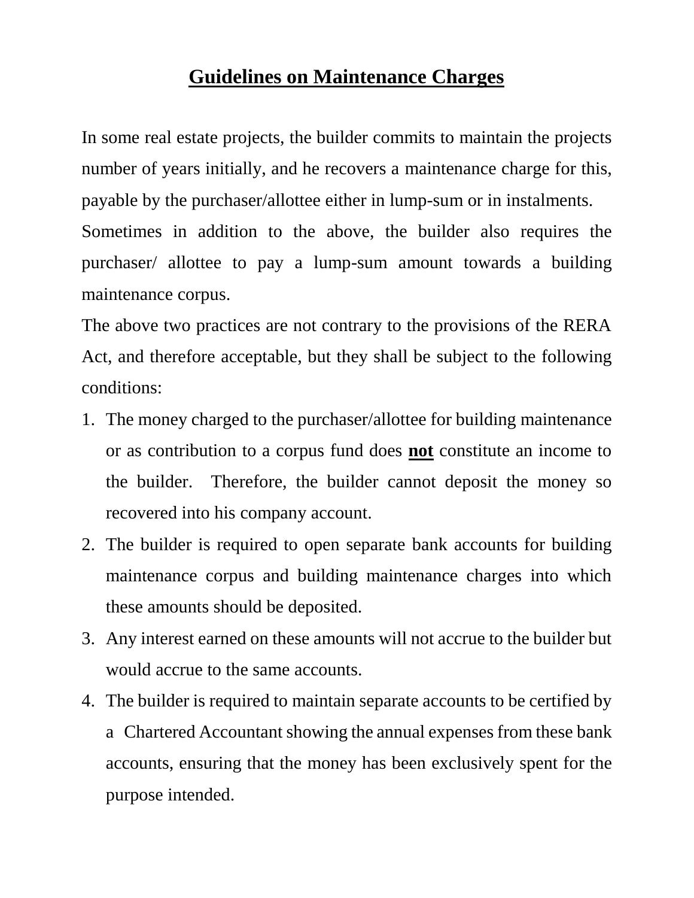# Guidelines on Maintenance Charges

In some real estate projects, the builder commits to maintain the projects number of years initially, and he recovers a maintenance charge for this, payable by the purchaser/allottee either in lump-sum or in instalments.

Sometimes in addition to the above, the builder also requires the purchaser/ allottee to pay a lump-sum amount towards a building maintenance corpus.

The above two practices are not contrary to the provisions of the RERA Act, and therefore acceptable, but they shall be subject to the following conditions:

1. The money charged to the purchaser/allottee for building maintenance or as contribution to a corpus fund does **not** constitute an income to the builder. Therefore, the builder cannot deposit the money so recovered into his company account.
2. The builder is required to open separate bank accounts for building maintenance corpus and building maintenance charges into which these amounts should be deposited.
3. Any interest earned on these amounts will not accrue to the builder but would accrue to the same accounts.
4. The builder is required to maintain separate accounts to be certified by a Chartered Accountant showing the annual expenses from these bank accounts, ensuring that the money has been exclusively spent for the purpose intended.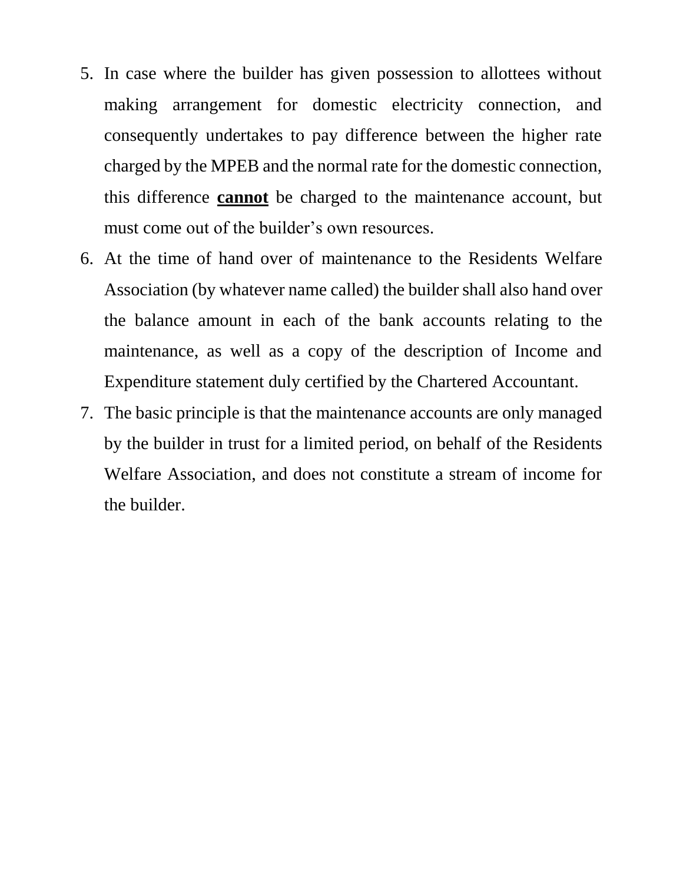5. In case where the builder has given possession to allottees without making arrangement for domestic electricity connection, and consequently undertakes to pay difference between the higher rate charged by the MPEB and the normal rate for the domestic connection, this difference **<u>cannot</u>** be charged to the maintenance account, but must come out of the builder's own resources.
6. At the time of hand over of maintenance to the Residents Welfare Association (by whatever name called) the builder shall also hand over the balance amount in each of the bank accounts relating to the maintenance, as well as a copy of the description of Income and Expenditure statement duly certified by the Chartered Accountant.
7. The basic principle is that the maintenance accounts are only managed by the builder in trust for a limited period, on behalf of the Residents Welfare Association, and does not constitute a stream of income for the builder.